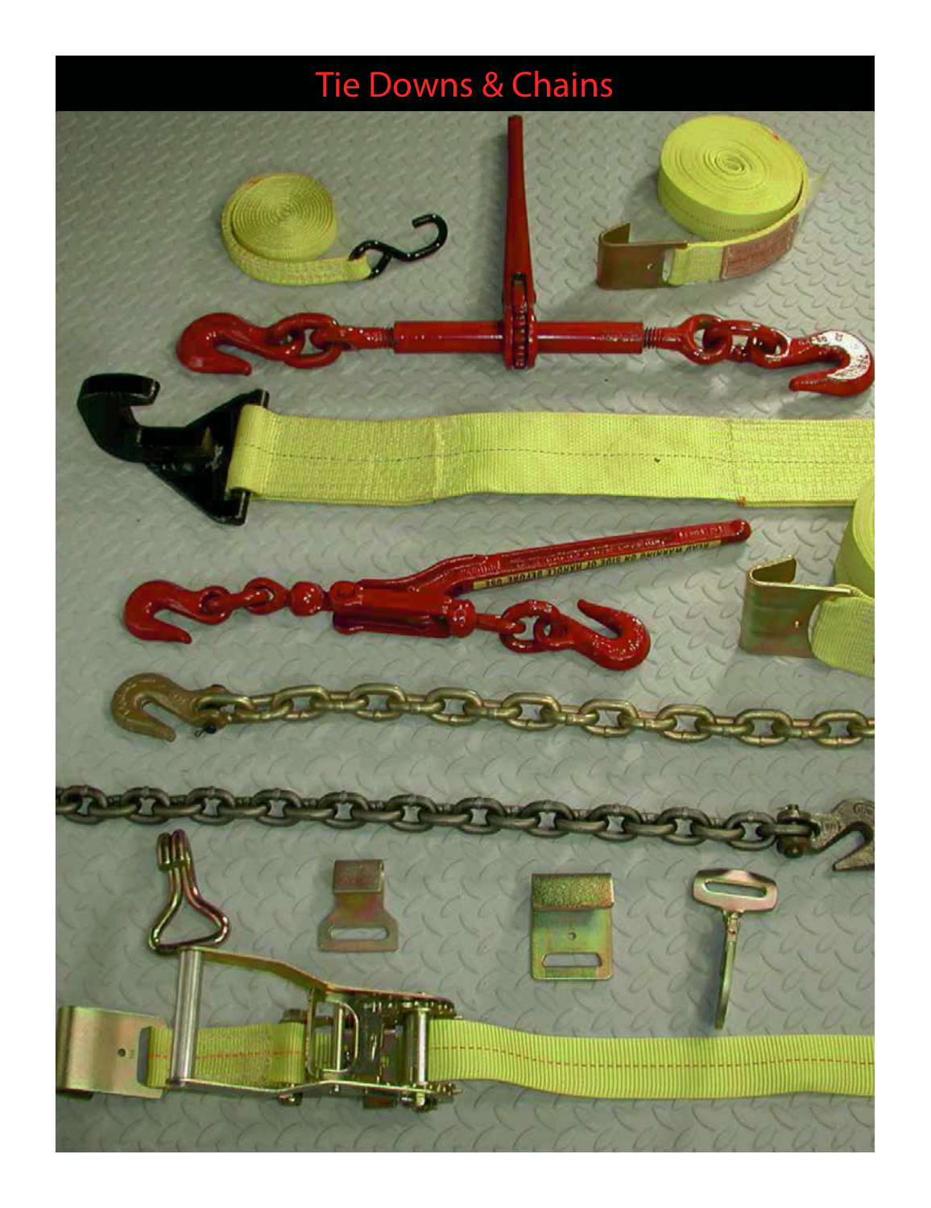# Tie Downs & Chains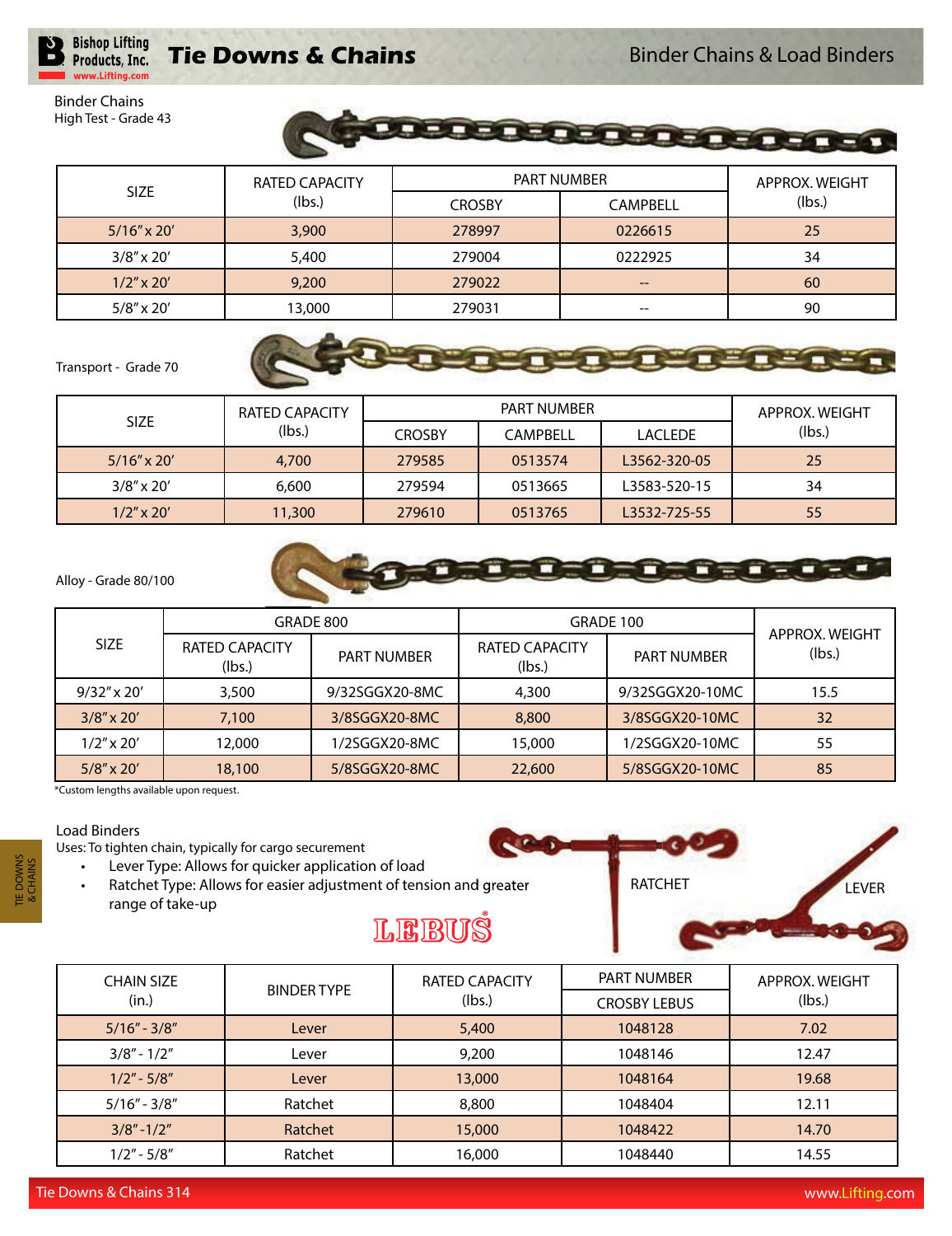# Tie Downs & Chains

## Binder Chains & Load Binders

### Binder Chains

High Test - Grade 43

| SIZE | RATED CAPACITY (lbs.) | PART NUMBER | | APPROX. WEIGHT (lbs.) |
|---|---|---|---|---|
| | | CROSBY | CAMPBELL | |
| 5/16″ x 20′ | 3,900 | 278997 | 0226615 | 25 |
| 3/8″ x 20′ | 5,400 | 279004 | 0222925 | 34 |
| 1/2″ x 20′ | 9,200 | 279022 | -- | 60 |
| 5/8″ x 20′ | 13,000 | 279031 | -- | 90 |

Transport - Grade 70

| SIZE | RATED CAPACITY (lbs.) | PART NUMBER | | | APPROX. WEIGHT (lbs.) |
|---|---|---|---|---|---|
| | | CROSBY | CAMPBELL | LACLEDE | |
| 5/16″ x 20′ | 4,700 | 279585 | 0513574 | L3562-320-05 | 25 |
| 3/8″ x 20′ | 6,600 | 279594 | 0513665 | L3583-520-15 | 34 |
| 1/2″ x 20′ | 11,300 | 279610 | 0513765 | L3532-725-55 | 55 |

Alloy - Grade 80/100

| SIZE | GRADE 800 | | GRADE 100 | | APPROX. WEIGHT (lbs.) |
|---|---|---|---|---|---|
| | RATED CAPACITY (lbs.) | PART NUMBER | RATED CAPACITY (lbs.) | PART NUMBER | |
| 9/32″ x 20′ | 3,500 | 9/32SGGX20-8MC | 4,300 | 9/32SGGX20-10MC | 15.5 |
| 3/8″ x 20′ | 7,100 | 3/8SGGX20-8MC | 8,800 | 3/8SGGX20-10MC | 32 |
| 1/2″ x 20′ | 12,000 | 1/2SGGX20-8MC | 15,000 | 1/2SGGX20-10MC | 55 |
| 5/8″ x 20′ | 18,100 | 5/8SGGX20-8MC | 22,600 | 5/8SGGX20-10MC | 85 |

*Custom lengths available upon request.

### Load Binders

Uses: To tighten chain, typically for cargo securement

- Lever Type: Allows for quicker application of load
- Ratchet Type: Allows for easier adjustment of tension and greater range of take-up

LEBUS

RATCHET

LEVER

| CHAIN SIZE (in.) | BINDER TYPE | RATED CAPACITY (lbs.) | PART NUMBER | APPROX. WEIGHT (lbs.) |
|---|---|---|---|---|
| | | | CROSBY LEBUS | |
| 5/16″ - 3/8″ | Lever | 5,400 | 1048128 | 7.02 |
| 3/8″ - 1/2″ | Lever | 9,200 | 1048146 | 12.47 |
| 1/2″ - 5/8″ | Lever | 13,000 | 1048164 | 19.68 |
| 5/16″ - 3/8″ | Ratchet | 8,800 | 1048404 | 12.11 |
| 3/8″ -1/2″ | Ratchet | 15,000 | 1048422 | 14.70 |
| 1/2″ - 5/8″ | Ratchet | 16,000 | 1048440 | 14.55 |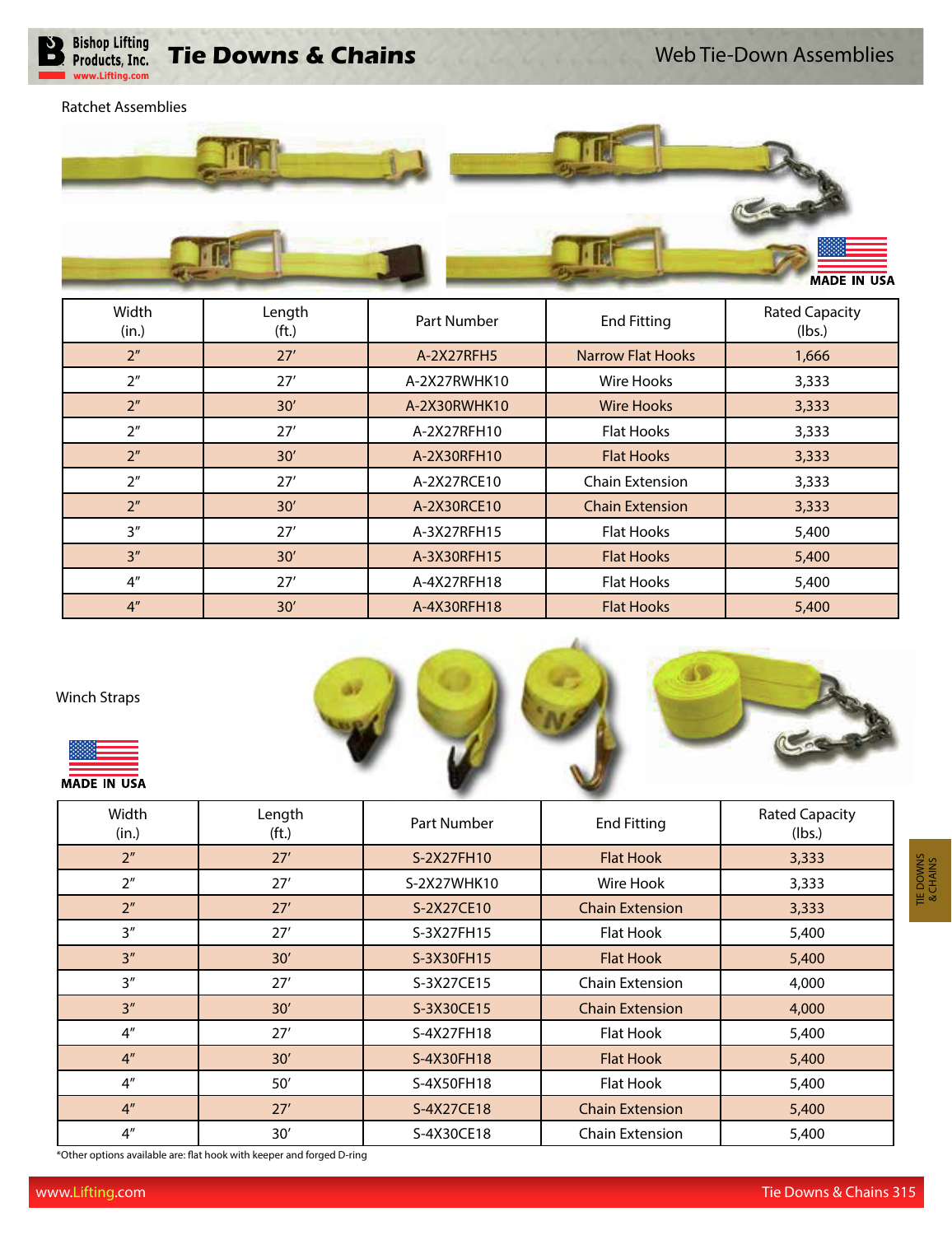# Tie Downs & Chains

## Web Tie-Down Assemblies

### Ratchet Assemblies

MADE IN USA

| Width (in.) | Length (ft.) | Part Number | End Fitting | Rated Capacity (lbs.) |
|---|---|---|---|---|
| 2″ | 27′ | A-2X27RFH5 | Narrow Flat Hooks | 1,666 |
| 2″ | 27′ | A-2X27RWHK10 | Wire Hooks | 3,333 |
| 2″ | 30′ | A-2X30RWHK10 | Wire Hooks | 3,333 |
| 2″ | 27′ | A-2X27RFH10 | Flat Hooks | 3,333 |
| 2″ | 30′ | A-2X30RFH10 | Flat Hooks | 3,333 |
| 2″ | 27′ | A-2X27RCE10 | Chain Extension | 3,333 |
| 2″ | 30′ | A-2X30RCE10 | Chain Extension | 3,333 |
| 3″ | 27′ | A-3X27RFH15 | Flat Hooks | 5,400 |
| 3″ | 30′ | A-3X30RFH15 | Flat Hooks | 5,400 |
| 4″ | 27′ | A-4X27RFH18 | Flat Hooks | 5,400 |
| 4″ | 30′ | A-4X30RFH18 | Flat Hooks | 5,400 |

### Winch Straps

MADE IN USA

| Width (in.) | Length (ft.) | Part Number | End Fitting | Rated Capacity (lbs.) |
|---|---|---|---|---|
| 2″ | 27′ | S-2X27FH10 | Flat Hook | 3,333 |
| 2″ | 27′ | S-2X27WHK10 | Wire Hook | 3,333 |
| 2″ | 27′ | S-2X27CE10 | Chain Extension | 3,333 |
| 3″ | 27′ | S-3X27FH15 | Flat Hook | 5,400 |
| 3″ | 30′ | S-3X30FH15 | Flat Hook | 5,400 |
| 3″ | 27′ | S-3X27CE15 | Chain Extension | 4,000 |
| 3″ | 30′ | S-3X30CE15 | Chain Extension | 4,000 |
| 4″ | 27′ | S-4X27FH18 | Flat Hook | 5,400 |
| 4″ | 30′ | S-4X30FH18 | Flat Hook | 5,400 |
| 4″ | 50′ | S-4X50FH18 | Flat Hook | 5,400 |
| 4″ | 27′ | S-4X27CE18 | Chain Extension | 5,400 |
| 4″ | 30′ | S-4X30CE18 | Chain Extension | 5,400 |

*Other options available are: flat hook with keeper and forged D-ring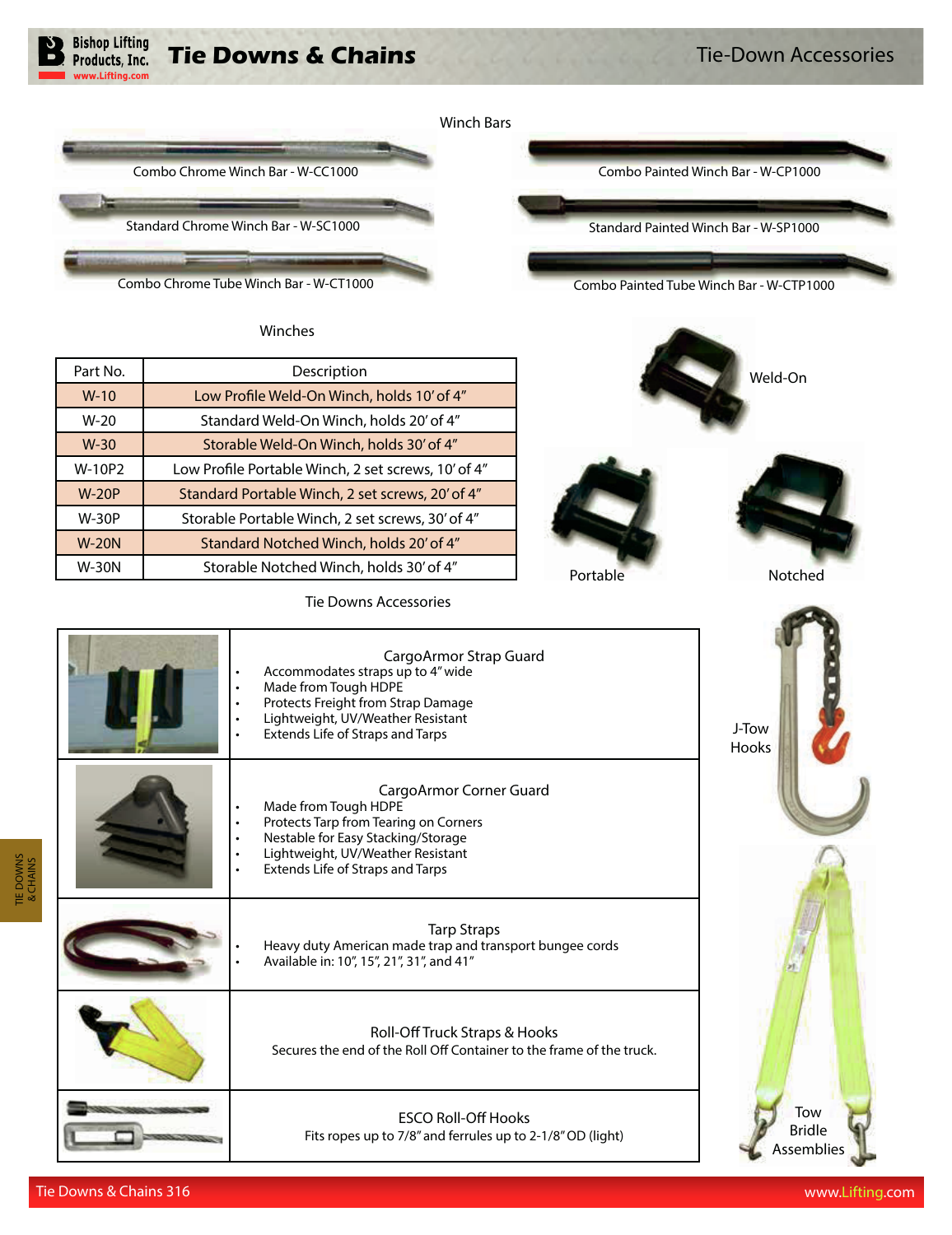# Tie Downs & Chains

## Tie-Down Accessories

### Winch Bars

- Combo Chrome Winch Bar - W-CC1000
- Standard Chrome Winch Bar - W-SC1000
- Combo Chrome Tube Winch Bar - W-CT1000
- Combo Painted Winch Bar - W-CP1000
- Standard Painted Winch Bar - W-SP1000
- Combo Painted Tube Winch Bar - W-CTP1000

### Winches

| Part No. | Description |
|---|---|
| W-10 | Low Profile Weld-On Winch, holds 10' of 4" |
| W-20 | Standard Weld-On Winch, holds 20' of 4" |
| W-30 | Storable Weld-On Winch, holds 30' of 4" |
| W-10P2 | Low Profile Portable Winch, 2 set screws, 10' of 4" |
| W-20P | Standard Portable Winch, 2 set screws, 20' of 4" |
| W-30P | Storable Portable Winch, 2 set screws, 30' of 4" |
| W-20N | Standard Notched Winch, holds 20' of 4" |
| W-30N | Storable Notched Winch, holds 30' of 4" |

Weld-On

Portable

Notched

### Tie Downs Accessories

| | |
|---|---|
| | **CargoArmor Strap Guard**<br>• Accommodates straps up to 4" wide<br>• Made from Tough HDPE<br>• Protects Freight from Strap Damage<br>• Lightweight, UV/Weather Resistant<br>• Extends Life of Straps and Tarps |
| | **CargoArmor Corner Guard**<br>• Made from Tough HDPE<br>• Protects Tarp from Tearing on Corners<br>• Nestable for Easy Stacking/Storage<br>• Lightweight, UV/Weather Resistant<br>• Extends Life of Straps and Tarps |
| | **Tarp Straps**<br>• Heavy duty American made trap and transport bungee cords<br>• Available in: 10", 15", 21", 31", and 41" |
| | **Roll-Off Truck Straps & Hooks**<br>Secures the end of the Roll Off Container to the frame of the truck. |
| | **ESCO Roll-Off Hooks**<br>Fits ropes up to 7/8" and ferrules up to 2-1/8" OD (light) |

J-Tow Hooks

Tow Bridle Assemblies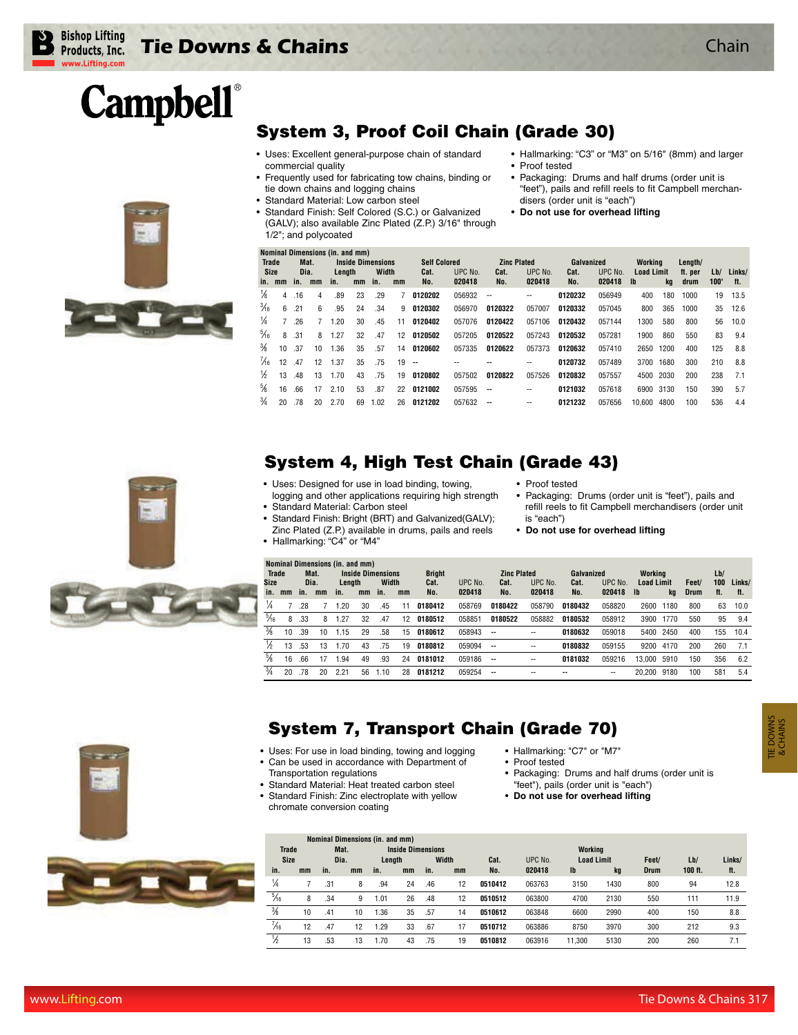# Campbell®

## System 3, Proof Coil Chain (Grade 30)

- Uses: Excellent general-purpose chain of standard commercial quality
- Frequently used for fabricating tow chains, binding or tie down chains and logging chains
- Standard Material: Low carbon steel
- Standard Finish: Self Colored (S.C.) or Galvanized (GALV); also available Zinc Plated (Z.P.) 3/16" through 1/2"; and polycoated
- Hallmarking: "C3" or "M3" on 5/16" (8mm) and larger
- Proof tested
- Packaging: Drums and half drums (order unit is "feet"), pails and refill reels to fit Campbell merchandisers (order unit is "each")
- **Do not use for overhead lifting**

| Trade Size in. | Trade Size mm | Mat. Dia. in. | Mat. Dia. mm | Inside Length in. | Inside Length mm | Inside Width in. | Inside Width mm | Self Colored Cat. No. | UPC No. 020418 | Zinc Plated Cat. No. | UPC No. 020418 | Galvanized Cat. No. | UPC No. 020418 | Working Load Limit lb | Working Load Limit kg | Length/ft. per drum | Lb/100' | Links/ft. |
|---|---|---|---|---|---|---|---|---|---|---|---|---|---|---|---|---|---|---|
| 1/8 | 4 | .16 | 4 | .89 | 23 | .29 | 7 | 0120202 | 056932 | -- | -- | 0120232 | 056949 | 400 | 180 | 1000 | 19 | 13.5 |
| 3/16 | 6 | .21 | 6 | .95 | 24 | .34 | 9 | 0120302 | 056970 | 0120322 | 057007 | 0120332 | 057045 | 800 | 365 | 1000 | 35 | 12.6 |
| 1/4 | 7 | .26 | 7 | 1.20 | 30 | .45 | 11 | 0120402 | 057076 | 0120422 | 057106 | 0120432 | 057144 | 1300 | 580 | 800 | 56 | 10.0 |
| 5/16 | 8 | .31 | 8 | 1.27 | 32 | .47 | 12 | 0120502 | 057205 | 0120522 | 057243 | 0120532 | 057281 | 1900 | 860 | 550 | 83 | 9.4 |
| 3/8 | 10 | .37 | 10 | 1.36 | 35 | .57 | 14 | 0120602 | 057335 | 0120622 | 057373 | 0120632 | 057410 | 2650 | 1200 | 400 | 125 | 8.8 |
| 7/16 | 12 | .47 | 12 | 1.37 | 35 | .75 | 19 | -- | -- | -- | -- | 0120732 | 057489 | 3700 | 1680 | 300 | 210 | 8.8 |
| 1/2 | 13 | .48 | 13 | 1.70 | 43 | .75 | 19 | 0120802 | 057502 | 0120822 | 057526 | 0120832 | 057557 | 4500 | 2030 | 200 | 238 | 7.1 |
| 5/8 | 16 | .66 | 17 | 2.10 | 53 | .87 | 22 | 0121002 | 057595 | -- | -- | 0121032 | 057618 | 6900 | 3130 | 150 | 390 | 5.7 |
| 3/4 | 20 | .78 | 20 | 2.70 | 69 | 1.02 | 26 | 0121202 | 057632 | -- | -- | 0121232 | 057656 | 10,600 | 4800 | 100 | 536 | 4.4 |

## System 4, High Test Chain (Grade 43)

- Uses: Designed for use in load binding, towing, logging and other applications requiring high strength
- Standard Material: Carbon steel
- Standard Finish: Bright (BRT) and Galvanized(GALV); Zinc Plated (Z.P.) available in drums, pails and reels
- Hallmarking: "C4" or "M4"
- Proof tested
- Packaging: Drums (order unit is "feet"), pails and refill reels to fit Campbell merchandisers (order unit is "each")
- **Do not use for overhead lifting**

| Trade Size in. | Trade Size mm | Mat. Dia. in. | Mat. Dia. mm | Inside Length in. | Inside Length mm | Inside Width in. | Inside Width mm | Bright Cat. No. | UPC No. 020418 | Zinc Plated Cat. No. | UPC No. 020418 | Galvanized Cat. No. | UPC No. 020418 | Working Load Limit lb | Working Load Limit kg | Feet/Drum | Lb/100 ft. | Links/ft. |
|---|---|---|---|---|---|---|---|---|---|---|---|---|---|---|---|---|---|---|
| 1/4 | 7 | .28 | 7 | 1.20 | 30 | .45 | 11 | 0180412 | 058769 | 0180422 | 058790 | 0180432 | 058820 | 2600 | 1180 | 800 | 63 | 10.0 |
| 5/16 | 8 | .33 | 8 | 1.27 | 32 | .47 | 12 | 0180512 | 058851 | 0180522 | 058882 | 0180532 | 058912 | 3900 | 1770 | 550 | 95 | 9.4 |
| 3/8 | 10 | .39 | 10 | 1.15 | 29 | .58 | 15 | 0180612 | 058943 | -- | -- | 0180632 | 059018 | 5400 | 2450 | 400 | 155 | 10.4 |
| 1/2 | 13 | .53 | 13 | 1.70 | 43 | .75 | 19 | 0180812 | 059094 | -- | -- | 0180832 | 059155 | 9200 | 4170 | 200 | 260 | 7.1 |
| 5/8 | 16 | .66 | 17 | 1.94 | 49 | .93 | 24 | 0181012 | 059186 | -- | -- | 0181032 | 059216 | 13,000 | 5910 | 150 | 356 | 6.2 |
| 3/4 | 20 | .78 | 20 | 2.21 | 56 | 1.10 | 28 | 0181212 | 059254 | -- | -- | -- | -- | 20,200 | 9180 | 100 | 581 | 5.4 |

## System 7, Transport Chain (Grade 70)

- Uses: For use in load binding, towing and logging
- Can be used in accordance with Department of Transportation regulations
- Standard Material: Heat treated carbon steel
- Standard Finish: Zinc electroplate with yellow chromate conversion coating
- Hallmarking: "C7" or "M7"
- Proof tested
- Packaging: Drums and half drums (order unit is "feet"), pails (order unit is "each")
- **Do not use for overhead lifting**

| Trade Size in. | Trade Size mm | Mat. Dia. in. | Mat. Dia. mm | Inside Length in. | Inside Length mm | Inside Width in. | Inside Width mm | Cat. No. | UPC No. 020418 | Working Load Limit lb | Working Load Limit kg | Feet/Drum | Lb/100 ft. | Links/ft. |
|---|---|---|---|---|---|---|---|---|---|---|---|---|---|---|
| 1/4 | 7 | .31 | 8 | .94 | 24 | .46 | 12 | 0510412 | 063763 | 3150 | 1430 | 800 | 94 | 12.8 |
| 5/16 | 8 | .34 | 9 | 1.01 | 26 | .48 | 12 | 0510512 | 063800 | 4700 | 2130 | 550 | 111 | 11.9 |
| 3/8 | 10 | .41 | 10 | 1.36 | 35 | .57 | 14 | 0510612 | 063848 | 6600 | 2990 | 400 | 150 | 8.8 |
| 7/16 | 12 | .47 | 12 | 1.29 | 33 | .67 | 17 | 0510712 | 063886 | 8750 | 3970 | 300 | 212 | 9.3 |
| 1/2 | 13 | .53 | 13 | 1.70 | 43 | .75 | 19 | 0510812 | 063916 | 11,300 | 5130 | 200 | 260 | 7.1 |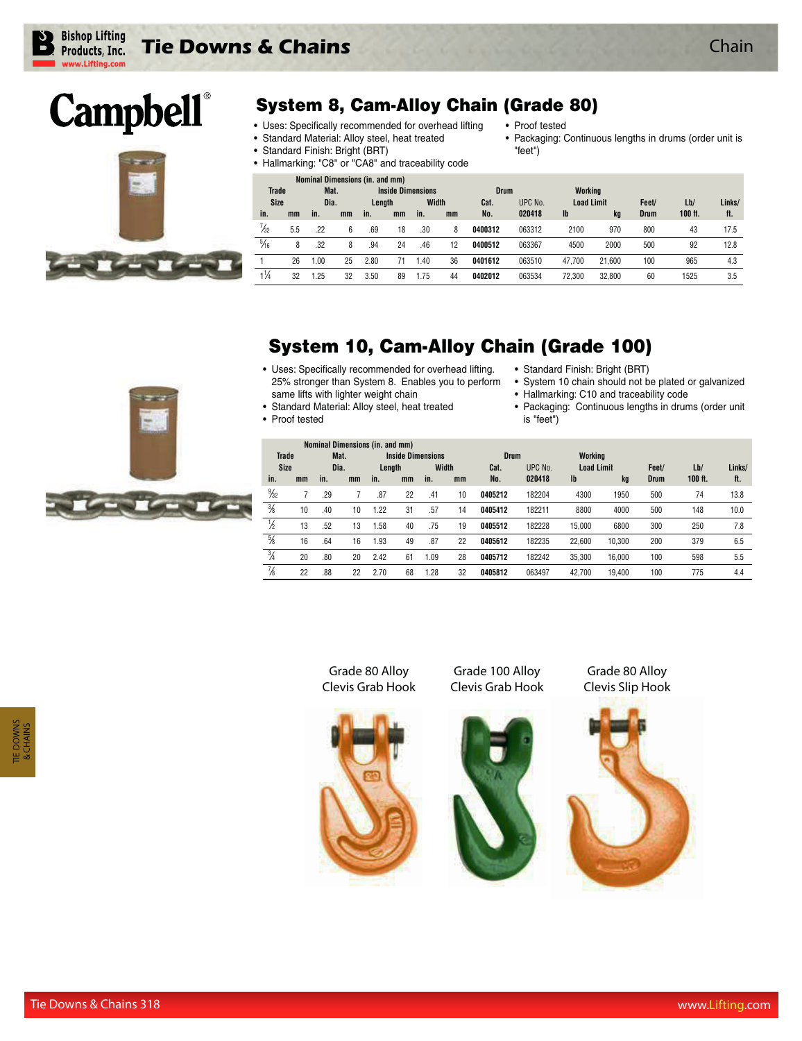Campbell®

## System 8, Cam-Alloy Chain (Grade 80)

- Uses: Specifically recommended for overhead lifting
- Standard Material: Alloy steel, heat treated
- Standard Finish: Bright (BRT)
- Hallmarking: "C8" or "CA8" and traceability code
- Proof tested
- Packaging: Continuous lengths in drums (order unit is "feet")

| Nominal Dimensions (in. and mm) | | | | | | | | Drum | | Working | | | | |
|---|---|---|---|---|---|---|---|---|---|---|---|---|---|---|
| Trade Size | | Mat. Dia. | | Inside Dimensions | | | | Cat. No. | UPC No. 020418 | Load Limit | | Feet/ Drum | Lb/ 100 ft. | Links/ ft. |
| | | | | Length | | Width | | | | | | | | |
| in. | mm | in. | mm | in. | mm | in. | mm | | | lb | kg | | | |
| 7/32 | 5.5 | .22 | 6 | .69 | 18 | .30 | 8 | 0400312 | 063312 | 2100 | 970 | 800 | 43 | 17.5 |
| 5/16 | 8 | .32 | 8 | .94 | 24 | .46 | 12 | 0400512 | 063367 | 4500 | 2000 | 500 | 92 | 12.8 |
| 1 | 26 | 1.00 | 25 | 2.80 | 71 | 1.40 | 36 | 0401612 | 063510 | 47,700 | 21,600 | 100 | 965 | 4.3 |
| 1¼ | 32 | 1.25 | 32 | 3.50 | 89 | 1.75 | 44 | 0402012 | 063534 | 72,300 | 32,800 | 60 | 1525 | 3.5 |

## System 10, Cam-Alloy Chain (Grade 100)

- Uses: Specifically recommended for overhead lifting. 25% stronger than System 8. Enables you to perform same lifts with lighter weight chain
- Standard Material: Alloy steel, heat treated
- Proof tested
- Standard Finish: Bright (BRT)
- System 10 chain should not be plated or galvanized
- Hallmarking: C10 and traceability code
- Packaging: Continuous lengths in drums (order unit is "feet")

| Nominal Dimensions (in. and mm) | | | | | | | | Drum | | Working | | | | |
|---|---|---|---|---|---|---|---|---|---|---|---|---|---|---|
| Trade Size | | Mat. Dia. | | Inside Dimensions | | | | Cat. No. | UPC No. 020418 | Load Limit | | Feet/ Drum | Lb/ 100 ft. | Links/ ft. |
| | | | | Length | | Width | | | | | | | | |
| in. | mm | in. | mm | in. | mm | in. | mm | | | lb | kg | | | |
| 9/32 | 7 | .29 | 7 | .87 | 22 | .41 | 10 | 0405212 | 182204 | 4300 | 1950 | 500 | 74 | 13.8 |
| 3/8 | 10 | .40 | 10 | 1.22 | 31 | .57 | 14 | 0405412 | 182211 | 8800 | 4000 | 500 | 148 | 10.0 |
| 1/2 | 13 | .52 | 13 | 1.58 | 40 | .75 | 19 | 0405512 | 182228 | 15,000 | 6800 | 300 | 250 | 7.8 |
| 5/8 | 16 | .64 | 16 | 1.93 | 49 | .87 | 22 | 0405612 | 182235 | 22,600 | 10,300 | 200 | 379 | 6.5 |
| 3/4 | 20 | .80 | 20 | 2.42 | 61 | 1.09 | 28 | 0405712 | 182242 | 35,300 | 16,000 | 100 | 598 | 5.5 |
| 7/8 | 22 | .88 | 22 | 2.70 | 68 | 1.28 | 32 | 0405812 | 063497 | 42,700 | 19,400 | 100 | 775 | 4.4 |

Grade 80 Alloy Clevis Grab Hook

Grade 100 Alloy Clevis Grab Hook

Grade 80 Alloy Clevis Slip Hook